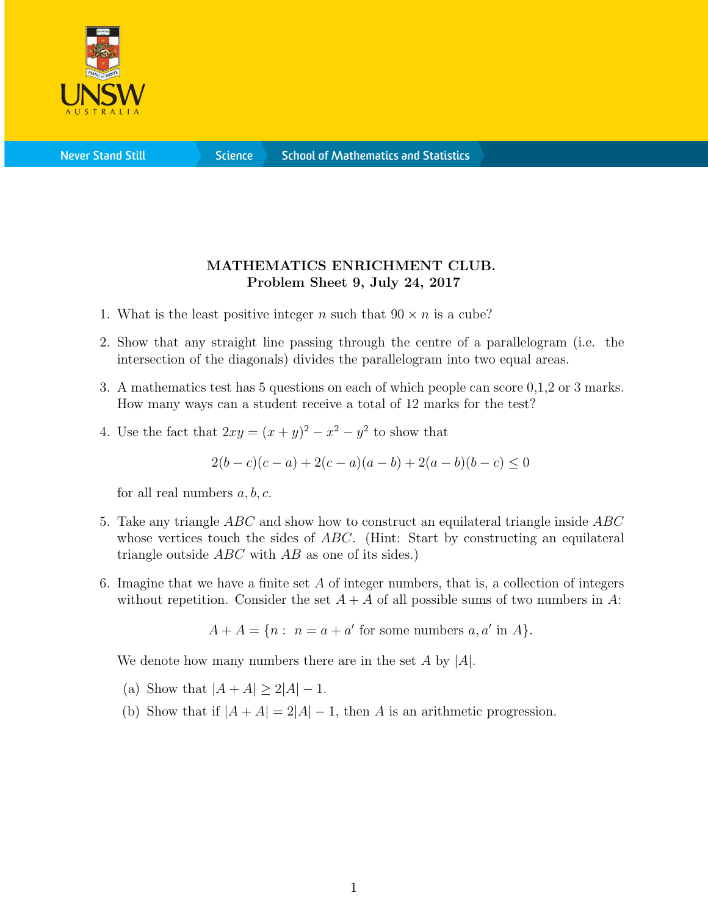# MATHEMATICS ENRICHMENT CLUB.
## Problem Sheet 9, July 24, 2017

1. What is the least positive integer $n$ such that $90 \times n$ is a cube?

2. Show that any straight line passing through the centre of a parallelogram (i.e. the intersection of the diagonals) divides the parallelogram into two equal areas.

3. A mathematics test has 5 questions on each of which people can score 0,1,2 or 3 marks. How many ways can a student receive a total of 12 marks for the test?

4. Use the fact that $2xy = (x+y)^2 - x^2 - y^2$ to show that

$$2(b-c)(c-a) + 2(c-a)(a-b) + 2(a-b)(b-c) \leq 0$$

   for all real numbers $a, b, c$.

5. Take any triangle $ABC$ and show how to construct an equilateral triangle inside $ABC$ whose vertices touch the sides of $ABC$. (Hint: Start by constructing an equilateral triangle outside $ABC$ with $AB$ as one of its sides.)

6. Imagine that we have a finite set $A$ of integer numbers, that is, a collection of integers without repetition. Consider the set $A + A$ of all possible sums of two numbers in $A$:

$$A + A = \{n : \; n = a + a' \text{ for some numbers } a, a' \text{ in } A\}.$$

   We denote how many numbers there are in the set $A$ by $|A|$.

   (a) Show that $|A + A| \geq 2|A| - 1$.

   (b) Show that if $|A + A| = 2|A| - 1$, then $A$ is an arithmetic progression.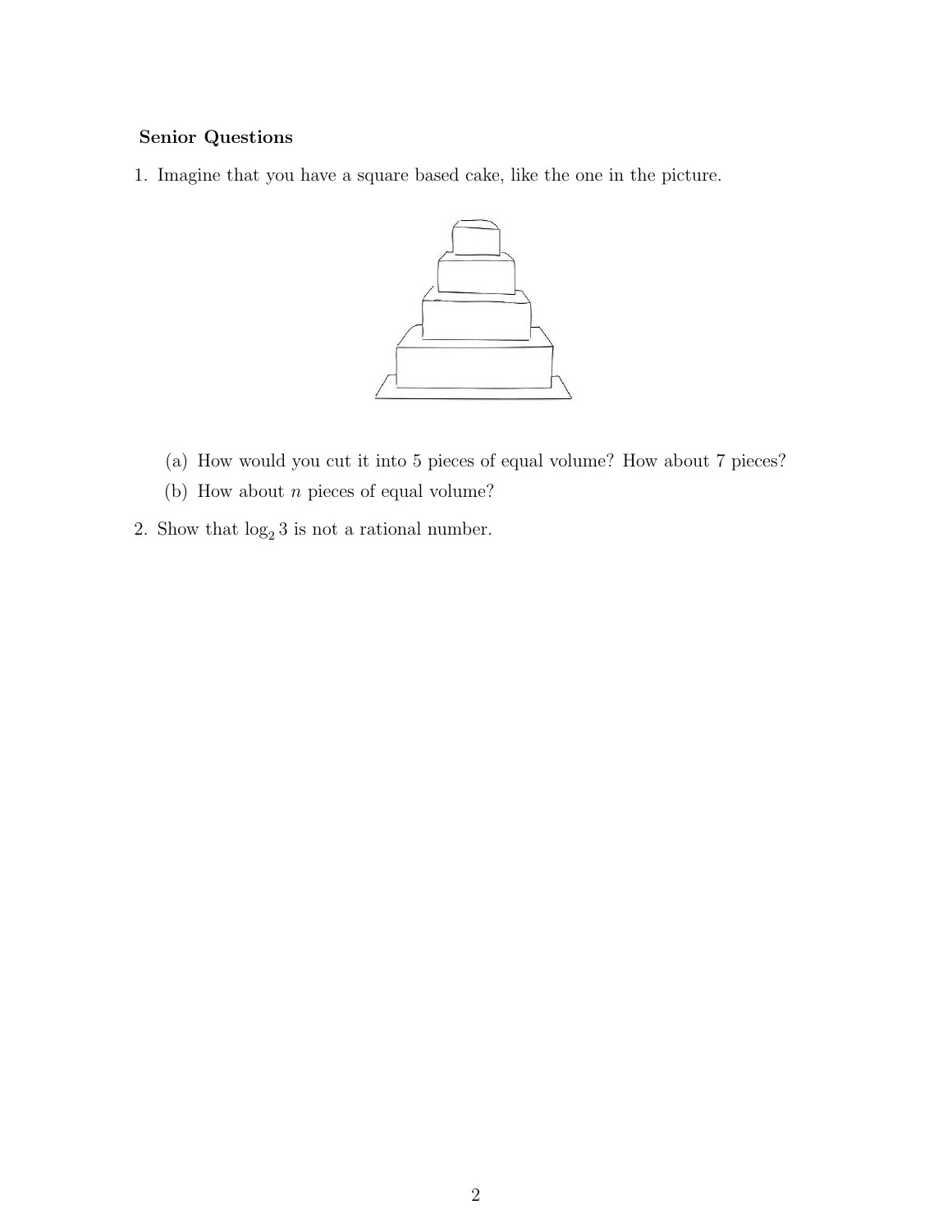**Senior Questions**

1. Imagine that you have a square based cake, like the one in the picture.

   (a) How would you cut it into 5 pieces of equal volume? How about 7 pieces?

   (b) How about $n$ pieces of equal volume?

2. Show that $\log_2 3$ is not a rational number.